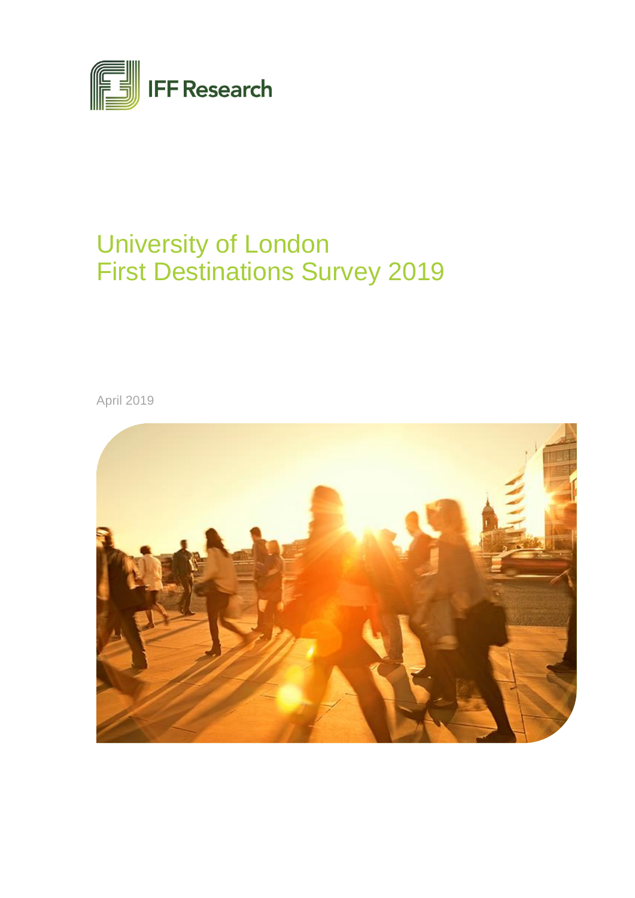IFF Research

# University of London First Destinations Survey 2019

April 2019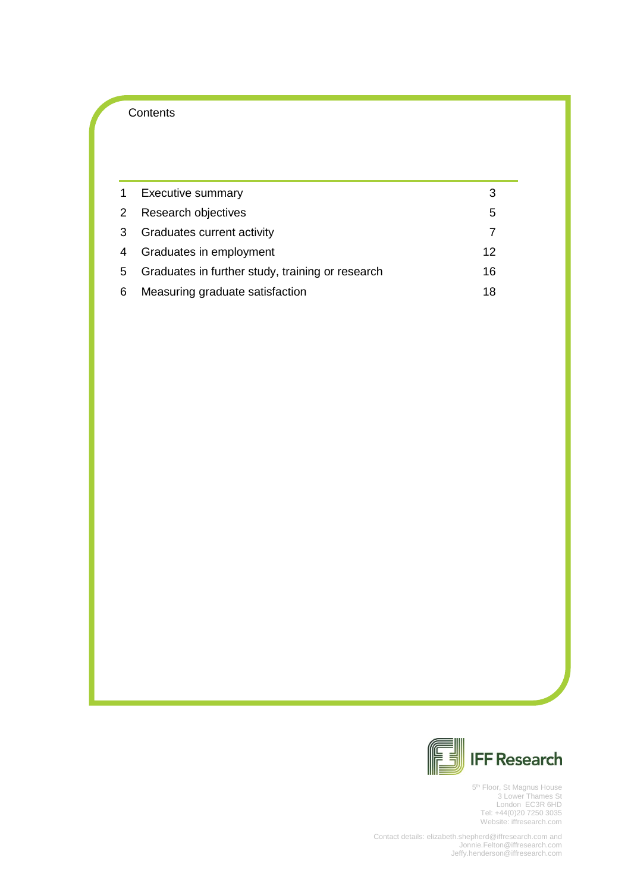Contents

| | | |
|---|---|---|
| 1 | Executive summary | 3 |
| 2 | Research objectives | 5 |
| 3 | Graduates current activity | 7 |
| 4 | Graduates in employment | 12 |
| 5 | Graduates in further study, training or research | 16 |
| 6 | Measuring graduate satisfaction | 18 |

IFF Research

5th Floor, St Magnus House
3 Lower Thames St
London EC3R 6HD
Tel: +44(0)20 7250 3035
Website: iffresearch.com

Contact details: elizabeth.shepherd@iffresearch.com and Jonnie.Felton@iffresearch.com
Jeffy.henderson@iffresearch.com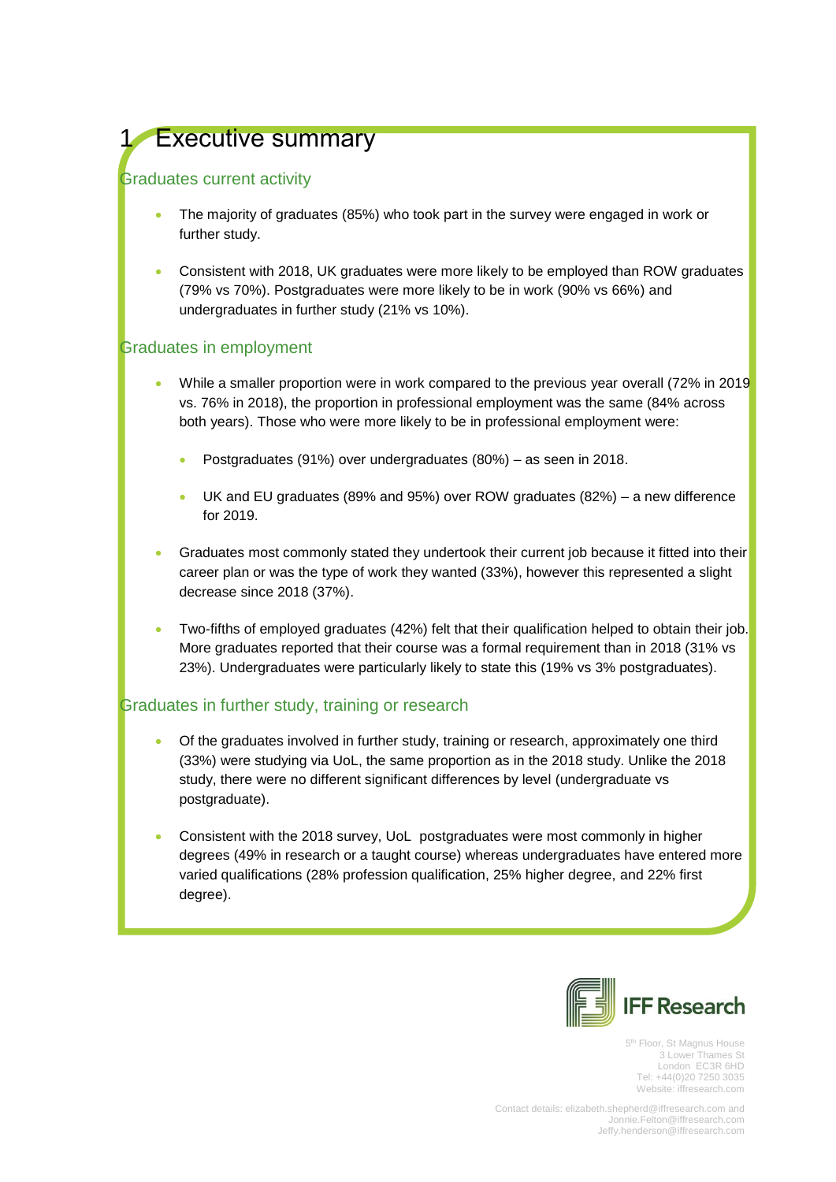# 1 Executive summary

## Graduates current activity

- The majority of graduates (85%) who took part in the survey were engaged in work or further study.
- Consistent with 2018, UK graduates were more likely to be employed than ROW graduates (79% vs 70%). Postgraduates were more likely to be in work (90% vs 66%) and undergraduates in further study (21% vs 10%).

## Graduates in employment

- While a smaller proportion were in work compared to the previous year overall (72% in 2019 vs. 76% in 2018), the proportion in professional employment was the same (84% across both years). Those who were more likely to be in professional employment were:
  - Postgraduates (91%) over undergraduates (80%) – as seen in 2018.
  - UK and EU graduates (89% and 95%) over ROW graduates (82%) – a new difference for 2019.
- Graduates most commonly stated they undertook their current job because it fitted into their career plan or was the type of work they wanted (33%), however this represented a slight decrease since 2018 (37%).
- Two-fifths of employed graduates (42%) felt that their qualification helped to obtain their job. More graduates reported that their course was a formal requirement than in 2018 (31% vs 23%). Undergraduates were particularly likely to state this (19% vs 3% postgraduates).

## Graduates in further study, training or research

- Of the graduates involved in further study, training or research, approximately one third (33%) were studying via UoL, the same proportion as in the 2018 study. Unlike the 2018 study, there were no different significant differences by level (undergraduate vs postgraduate).
- Consistent with the 2018 survey, UoL postgraduates were most commonly in higher degrees (49% in research or a taught course) whereas undergraduates have entered more varied qualifications (28% profession qualification, 25% higher degree, and 22% first degree).

IFF Research

5th Floor, St Magnus House
3 Lower Thames St
London EC3R 6HD
Tel: +44(0)20 7250 3035
Website: iffresearch.com

Contact details: elizabeth.shepherd@iffresearch.com and Jonnie.Felton@iffresearch.com
Jeffy.henderson@iffresearch.com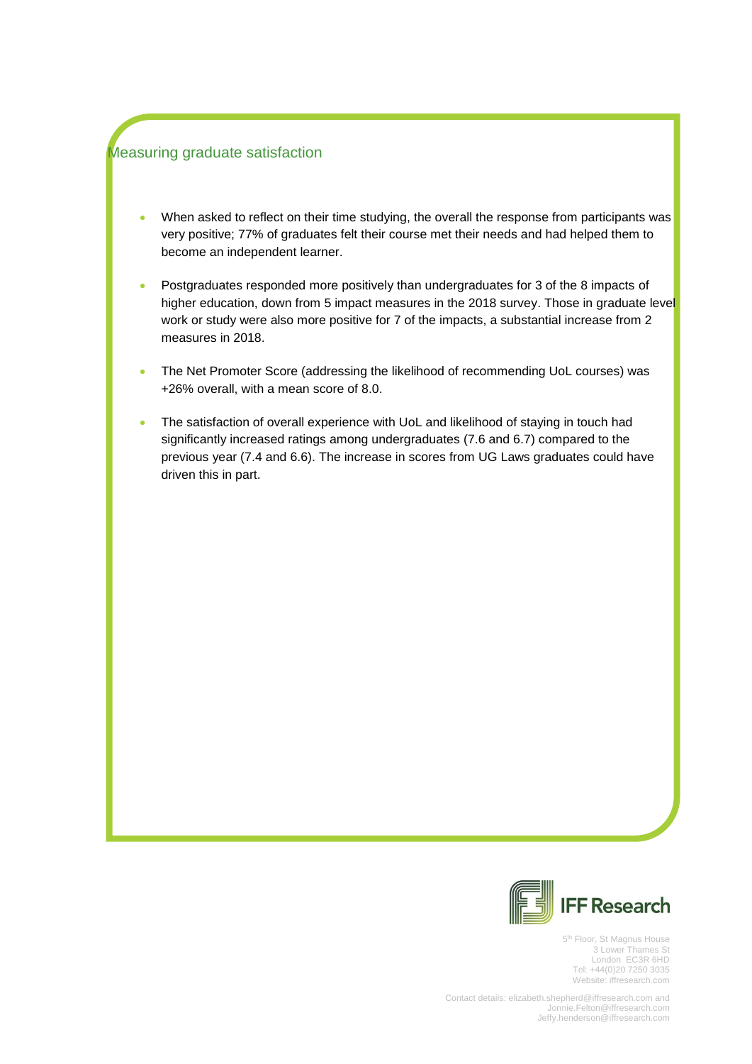## Measuring graduate satisfaction

- When asked to reflect on their time studying, the overall the response from participants was very positive; 77% of graduates felt their course met their needs and had helped them to become an independent learner.
- Postgraduates responded more positively than undergraduates for 3 of the 8 impacts of higher education, down from 5 impact measures in the 2018 survey. Those in graduate level work or study were also more positive for 7 of the impacts, a substantial increase from 2 measures in 2018.
- The Net Promoter Score (addressing the likelihood of recommending UoL courses) was +26% overall, with a mean score of 8.0.
- The satisfaction of overall experience with UoL and likelihood of staying in touch had significantly increased ratings among undergraduates (7.6 and 6.7) compared to the previous year (7.4 and 6.6). The increase in scores from UG Laws graduates could have driven this in part.

IFF Research

5th Floor, St Magnus House
3 Lower Thames St
London EC3R 6HD
Tel: +44(0)20 7250 3035
Website: iffresearch.com

Contact details: elizabeth.shepherd@iffresearch.com and
Jonnie.Felton@iffresearch.com
Jeffy.henderson@iffresearch.com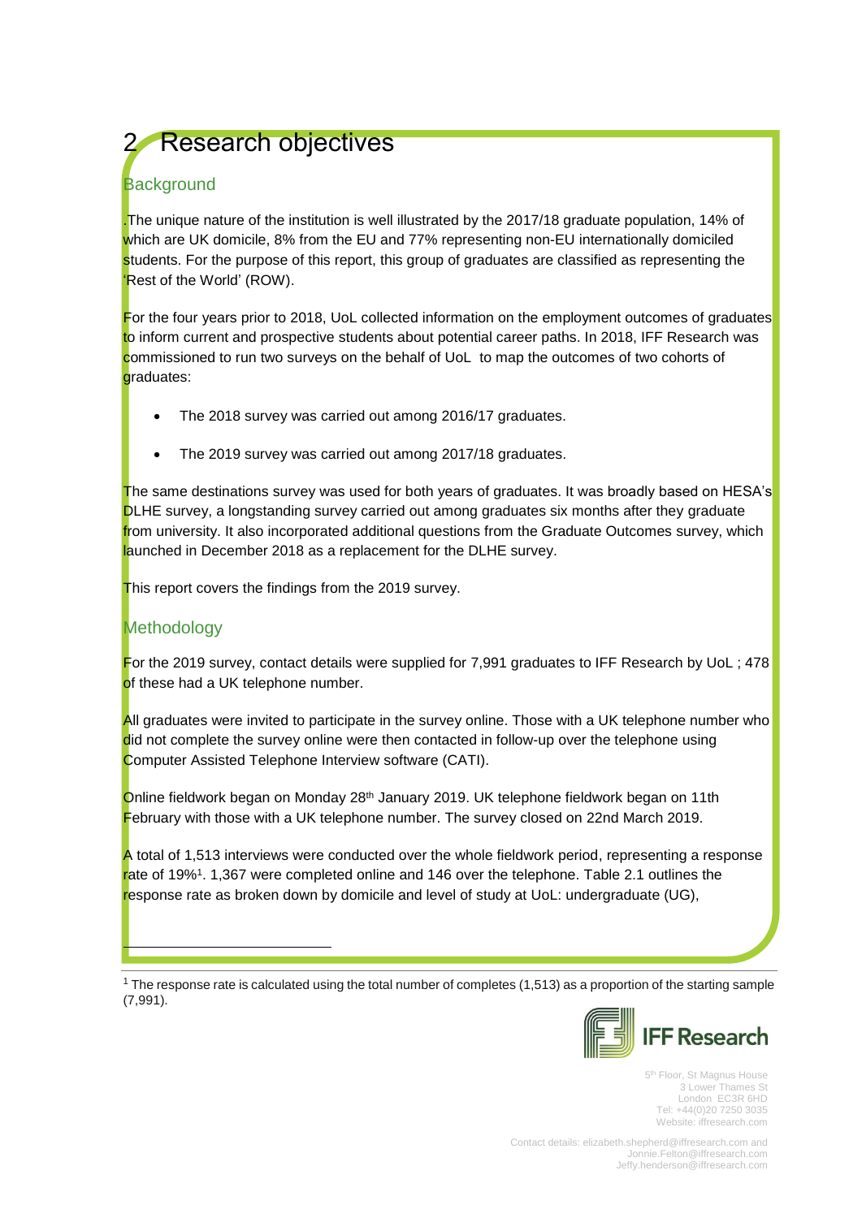# 2 Research objectives

## Background

.The unique nature of the institution is well illustrated by the 2017/18 graduate population, 14% of which are UK domicile, 8% from the EU and 77% representing non-EU internationally domiciled students. For the purpose of this report, this group of graduates are classified as representing the 'Rest of the World' (ROW).

For the four years prior to 2018, UoL collected information on the employment outcomes of graduates to inform current and prospective students about potential career paths. In 2018, IFF Research was commissioned to run two surveys on the behalf of UoL to map the outcomes of two cohorts of graduates:

- The 2018 survey was carried out among 2016/17 graduates.
- The 2019 survey was carried out among 2017/18 graduates.

The same destinations survey was used for both years of graduates. It was broadly based on HESA's DLHE survey, a longstanding survey carried out among graduates six months after they graduate from university. It also incorporated additional questions from the Graduate Outcomes survey, which launched in December 2018 as a replacement for the DLHE survey.

This report covers the findings from the 2019 survey.

## Methodology

For the 2019 survey, contact details were supplied for 7,991 graduates to IFF Research by UoL ; 478 of these had a UK telephone number.

All graduates were invited to participate in the survey online. Those with a UK telephone number who did not complete the survey online were then contacted in follow-up over the telephone using Computer Assisted Telephone Interview software (CATI).

Online fieldwork began on Monday 28th January 2019. UK telephone fieldwork began on 11th February with those with a UK telephone number. The survey closed on 22nd March 2019.

A total of 1,513 interviews were conducted over the whole fieldwork period, representing a response rate of 19%[1]. 1,367 were completed online and 146 over the telephone. Table 2.1 outlines the response rate as broken down by domicile and level of study at UoL: undergraduate (UG),

[1] The response rate is calculated using the total number of completes (1,513) as a proportion of the starting sample (7,991).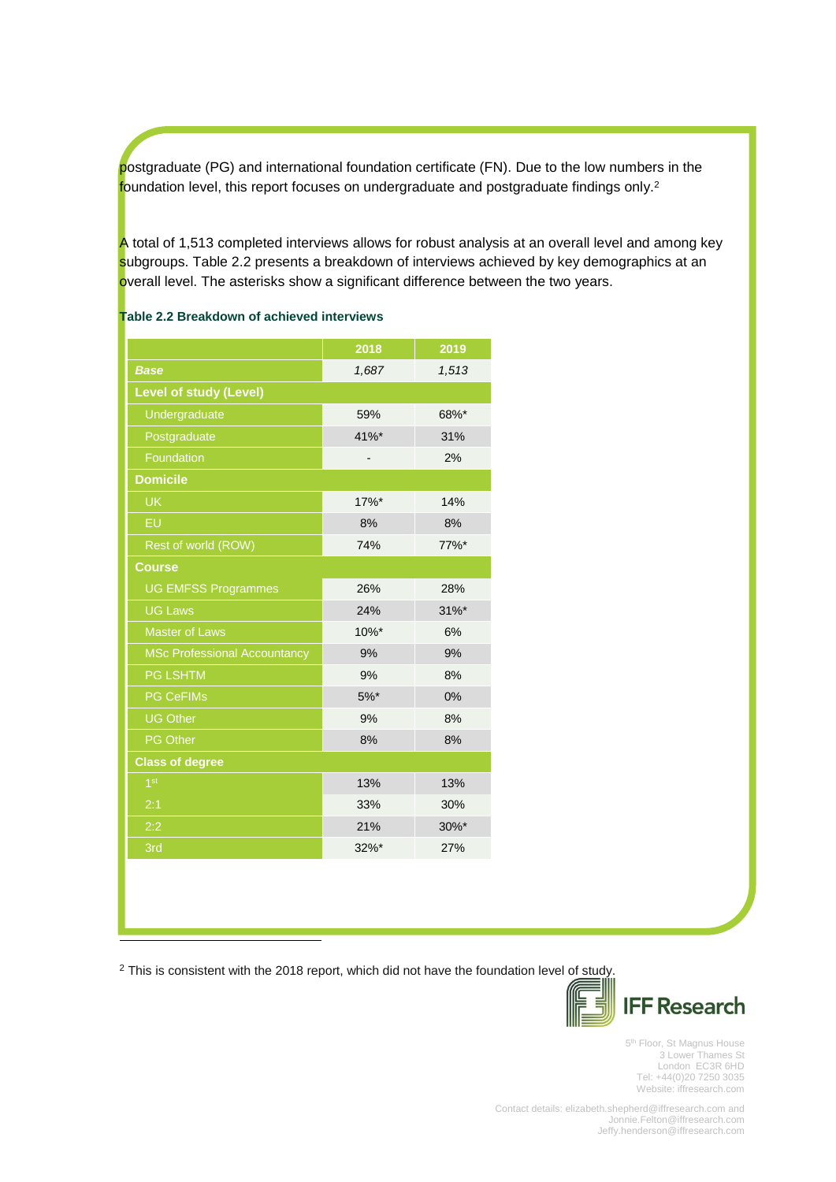postgraduate (PG) and international foundation certificate (FN). Due to the low numbers in the foundation level, this report focuses on undergraduate and postgraduate findings only.[2]

A total of 1,513 completed interviews allows for robust analysis at an overall level and among key subgroups. Table 2.2 presents a breakdown of interviews achieved by key demographics at an overall level. The asterisks show a significant difference between the two years.

**Table 2.2 Breakdown of achieved interviews**

| | 2018 | 2019 |
|---|---|---|
| ***Base*** | *1,687* | *1,513* |
| **Level of study (Level)** | | |
| Undergraduate | 59% | 68%* |
| Postgraduate | 41%* | 31% |
| Foundation | - | 2% |
| **Domicile** | | |
| UK | 17%* | 14% |
| EU | 8% | 8% |
| Rest of world (ROW) | 74% | 77%* |
| **Course** | | |
| UG EMFSS Programmes | 26% | 28% |
| UG Laws | 24% | 31%* |
| Master of Laws | 10%* | 6% |
| MSc Professional Accountancy | 9% | 9% |
| PG LSHTM | 9% | 8% |
| PG CeFIMs | 5%* | 0% |
| UG Other | 9% | 8% |
| PG Other | 8% | 8% |
| **Class of degree** | | |
| 1st | 13% | 13% |
| 2:1 | 33% | 30% |
| 2:2 | 21% | 30%* |
| 3rd | 32%* | 27% |

[2] This is consistent with the 2018 report, which did not have the foundation level of study.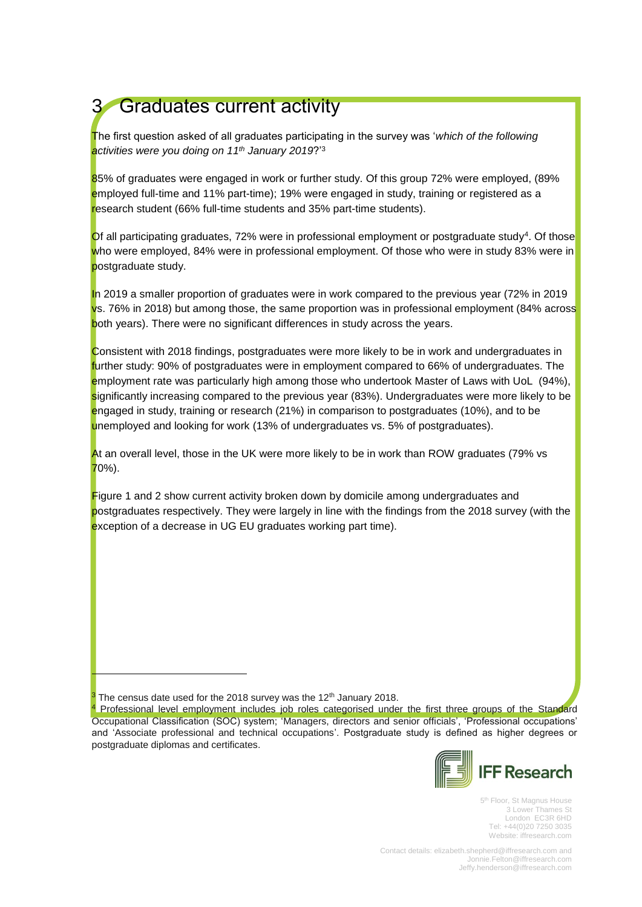# 3 Graduates current activity

The first question asked of all graduates participating in the survey was '*which of the following activities were you doing on 11th January 2019*?'[3]

85% of graduates were engaged in work or further study. Of this group 72% were employed, (89% employed full-time and 11% part-time); 19% were engaged in study, training or registered as a research student (66% full-time students and 35% part-time students).

Of all participating graduates, 72% were in professional employment or postgraduate study[4]. Of those who were employed, 84% were in professional employment. Of those who were in study 83% were in postgraduate study.

In 2019 a smaller proportion of graduates were in work compared to the previous year (72% in 2019 vs. 76% in 2018) but among those, the same proportion was in professional employment (84% across both years). There were no significant differences in study across the years.

Consistent with 2018 findings, postgraduates were more likely to be in work and undergraduates in further study: 90% of postgraduates were in employment compared to 66% of undergraduates. The employment rate was particularly high among those who undertook Master of Laws with UoL (94%), significantly increasing compared to the previous year (83%). Undergraduates were more likely to be engaged in study, training or research (21%) in comparison to postgraduates (10%), and to be unemployed and looking for work (13% of undergraduates vs. 5% of postgraduates).

At an overall level, those in the UK were more likely to be in work than ROW graduates (79% vs 70%).

Figure 1 and 2 show current activity broken down by domicile among undergraduates and postgraduates respectively. They were largely in line with the findings from the 2018 survey (with the exception of a decrease in UG EU graduates working part time).

---

[3] The census date used for the 2018 survey was the 12th January 2018.

[4] Professional level employment includes job roles categorised under the first three groups of the Standard Occupational Classification (SOC) system; 'Managers, directors and senior officials', 'Professional occupations' and 'Associate professional and technical occupations'. Postgraduate study is defined as higher degrees or postgraduate diplomas and certificates.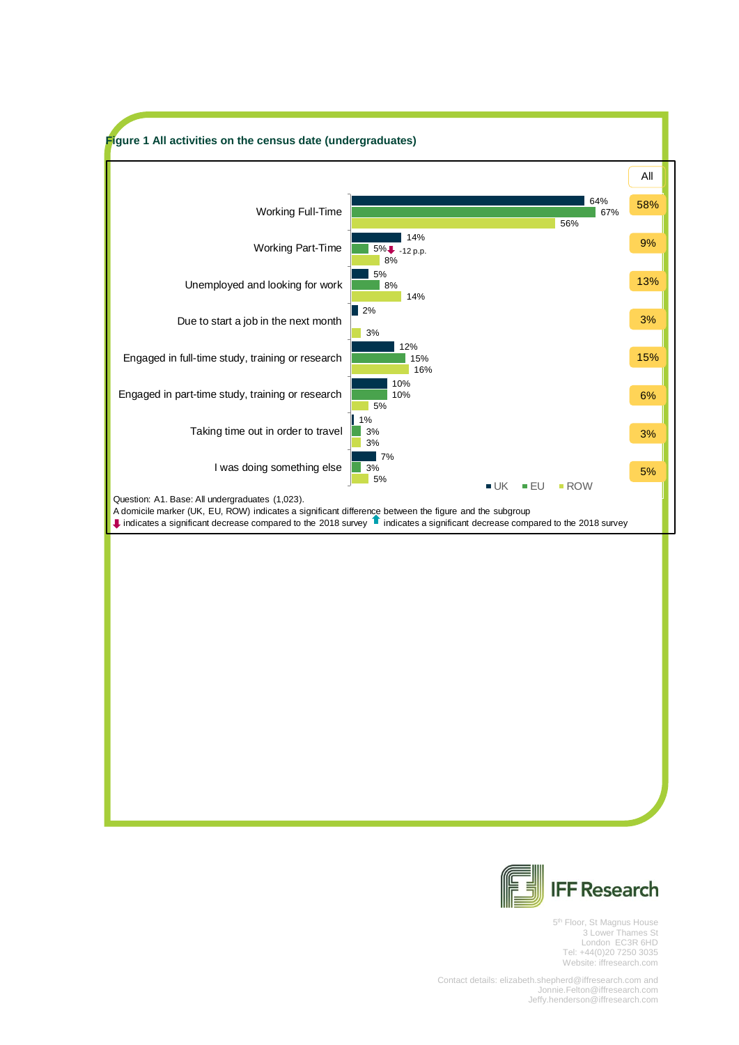**Figure 1 All activities on the census date (undergraduates)**

| Activity | UK | EU | ROW | All |
|---|---|---|---|---|
| Working Full-Time | 64% | 67% | 56% | 58% |
| Working Part-Time | 14% | 5% (↓ -12 p.p.) | 8% | 9% |
| Unemployed and looking for work | 5% | 8% | 14% | 13% |
| Due to start a job in the next month | 2% | | 3% | 3% |
| Engaged in full-time study, training or research | 12% | 15% | 16% | 15% |
| Engaged in part-time study, training or research | 10% | 10% | 5% | 6% |
| Taking time out in order to travel | 1% | 3% | 3% | 3% |
| I was doing something else | 7% | 3% | 5% | 5% |

Question: A1. Base: All undergraduates (1,023).
A domicile marker (UK, EU, ROW) indicates a significant difference between the figure and the subgroup
↓ indicates a significant decrease compared to the 2018 survey ↑ indicates a significant decrease compared to the 2018 survey

IFF Research

5th Floor, St Magnus House
3 Lower Thames St
London EC3R 6HD
Tel: +44(0)20 7250 3035
Website: iffresearch.com

Contact details: elizabeth.shepherd@iffresearch.com and
Jonnie.Felton@iffresearch.com
Jeffy.henderson@iffresearch.com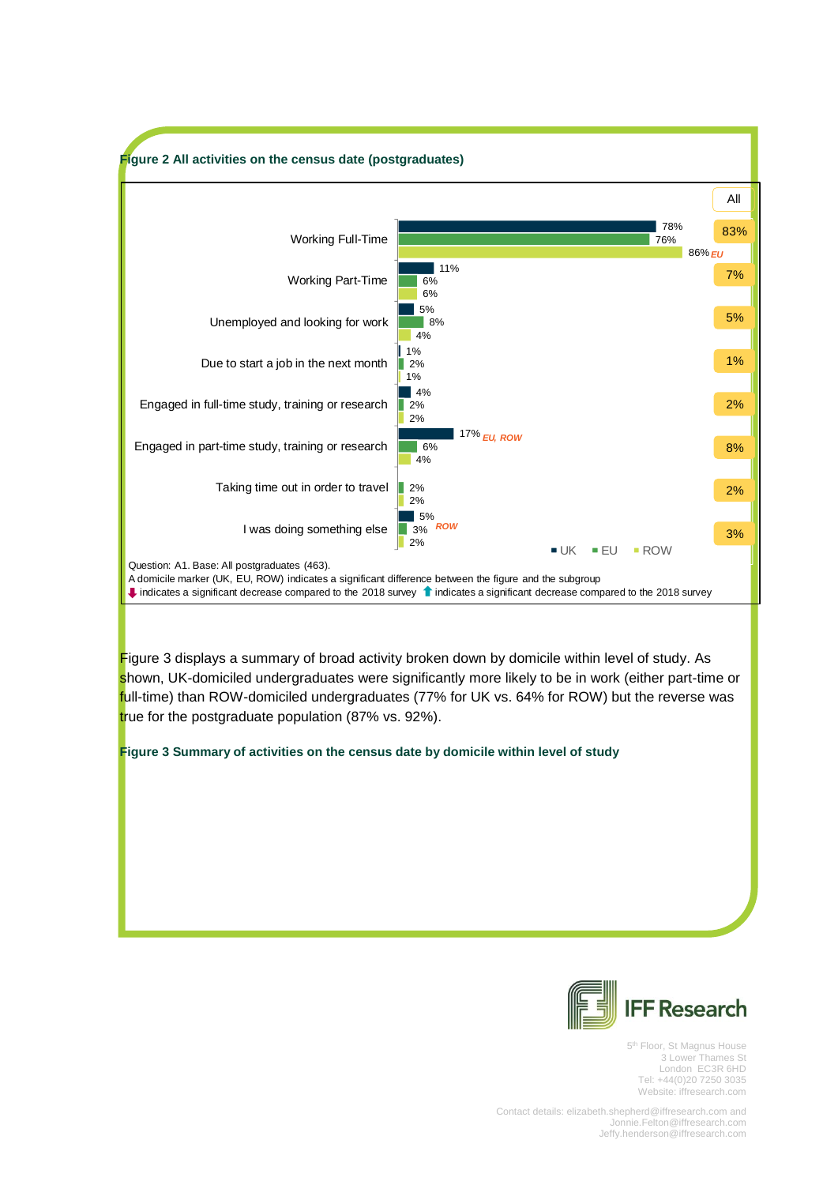**Figure 2 All activities on the census date (postgraduates)**

| Activity | UK | EU | ROW | All |
|---|---|---|---|---|
| Working Full-Time | 78% | 76% | 86% *EU* | 83% |
| Working Part-Time | 11% | 6% | 6% | 7% |
| Unemployed and looking for work | 5% | 8% | 4% | 5% |
| Due to start a job in the next month | 1% | 2% | 1% | 1% |
| Engaged in full-time study, training or research | 4% | 2% | 2% | 2% |
| Engaged in part-time study, training or research | 17% *EU, ROW* | 6% | 4% | 8% |
| Taking time out in order to travel | | 2% | 2% | 2% |
| I was doing something else | 5% | 3% *ROW* | 2% | 3% |

Question: A1. Base: All postgraduates (463).
A domicile marker (UK, EU, ROW) indicates a significant difference between the figure and the subgroup
⬇ indicates a significant decrease compared to the 2018 survey ⬆ indicates a significant decrease compared to the 2018 survey

Figure 3 displays a summary of broad activity broken down by domicile within level of study. As shown, UK-domiciled undergraduates were significantly more likely to be in work (either part-time or full-time) than ROW-domiciled undergraduates (77% for UK vs. 64% for ROW) but the reverse was true for the postgraduate population (87% vs. 92%).

**Figure 3 Summary of activities on the census date by domicile within level of study**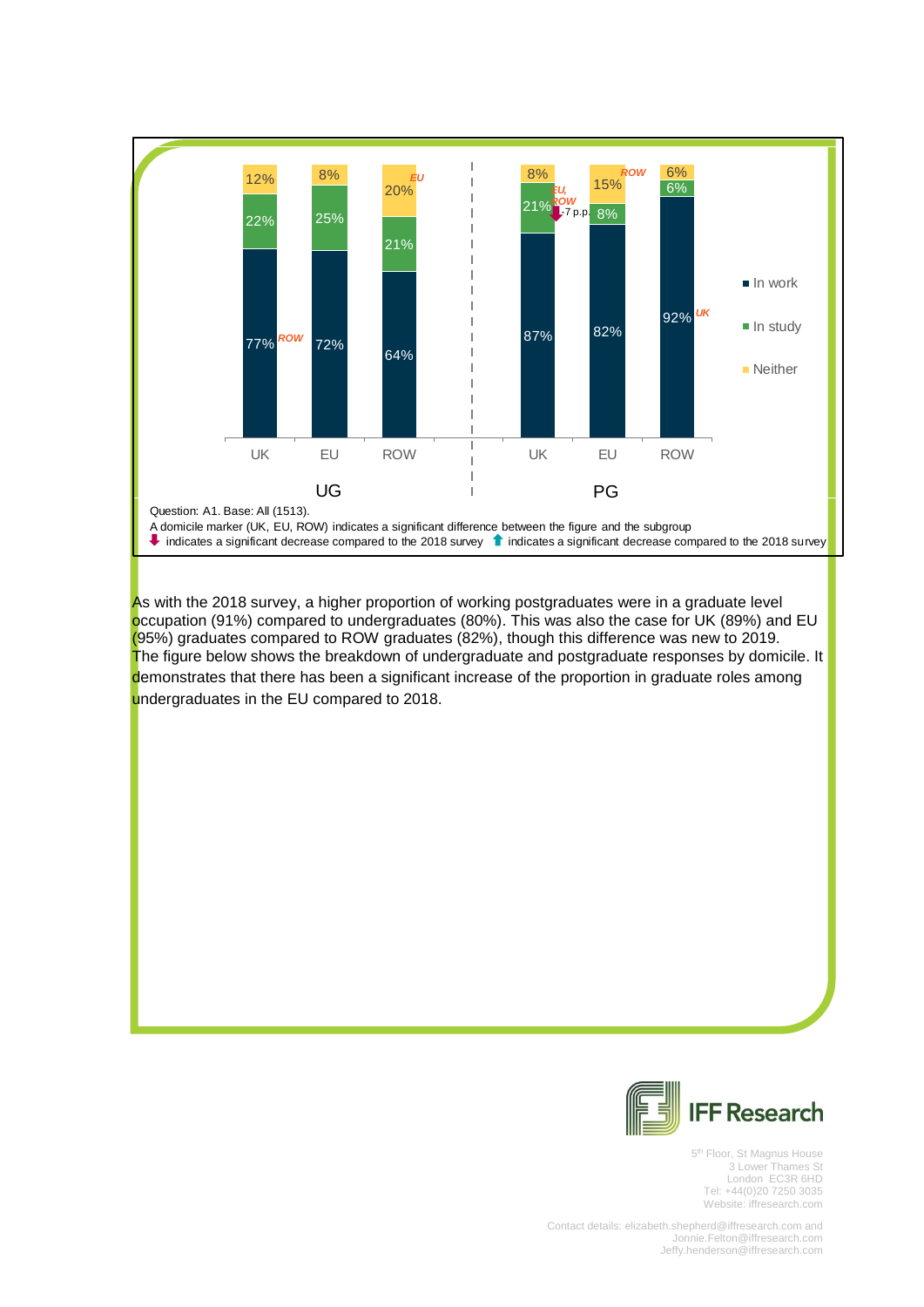| | UG UK | UG EU | UG ROW | PG UK | PG EU | PG ROW |
|---|---|---|---|---|---|---|
| In work | 77% (ROW) | 72% | 64% | 87% | 82% | 92% (UK) |
| In study | 22% | 25% | 21% | 21% (EU, ROW) ↓ -7 p.p. | 8% | 6% |
| Neither | 12% | 8% | 20% (EU) | 8% | 15% (ROW) | 6% |

Question: A1. Base: All (1513).

A domicile marker (UK, EU, ROW) indicates a significant difference between the figure and the subgroup

⬇ indicates a significant decrease compared to the 2018 survey ⬆ indicates a significant decrease compared to the 2018 survey

As with the 2018 survey, a higher proportion of working postgraduates were in a graduate level occupation (91%) compared to undergraduates (80%). This was also the case for UK (89%) and EU (95%) graduates compared to ROW graduates (82%), though this difference was new to 2019.

The figure below shows the breakdown of undergraduate and postgraduate responses by domicile. It demonstrates that there has been a significant increase of the proportion in graduate roles among undergraduates in the EU compared to 2018.

IFF Research

5th Floor, St Magnus House
3 Lower Thames St
London EC3R 6HD
Tel: +44(0)20 7250 3035
Website: iffresearch.com

Contact details: elizabeth.shepherd@iffresearch.com and Jonnie.Felton@iffresearch.com
Jeffy.henderson@iffresearch.com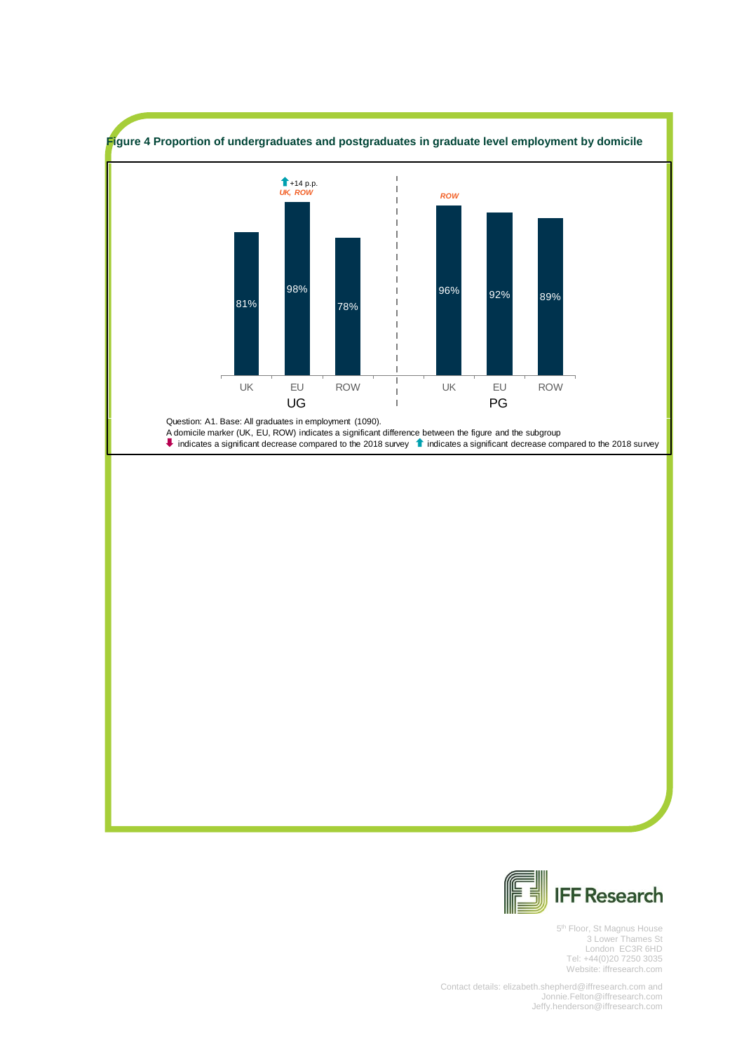**Figure 4 Proportion of undergraduates and postgraduates in graduate level employment by domicile**

| | UK | EU | ROW |
|---|---|---|---|
| UG | 81% | 98% (↑ +14 p.p.; UK, ROW) | 78% |
| PG | 96% (ROW) | 92% | 89% |

Question: A1. Base: All graduates in employment (1090).
A domicile marker (UK, EU, ROW) indicates a significant difference between the figure and the subgroup
⬇ indicates a significant decrease compared to the 2018 survey ⬆ indicates a significant decrease compared to the 2018 survey

IFF Research

5th Floor, St Magnus House
3 Lower Thames St
London EC3R 6HD
Tel: +44(0)20 7250 3035
Website: iffresearch.com

Contact details: elizabeth.shepherd@iffresearch.com and Jonnie.Felton@iffresearch.com Jeffy.henderson@iffresearch.com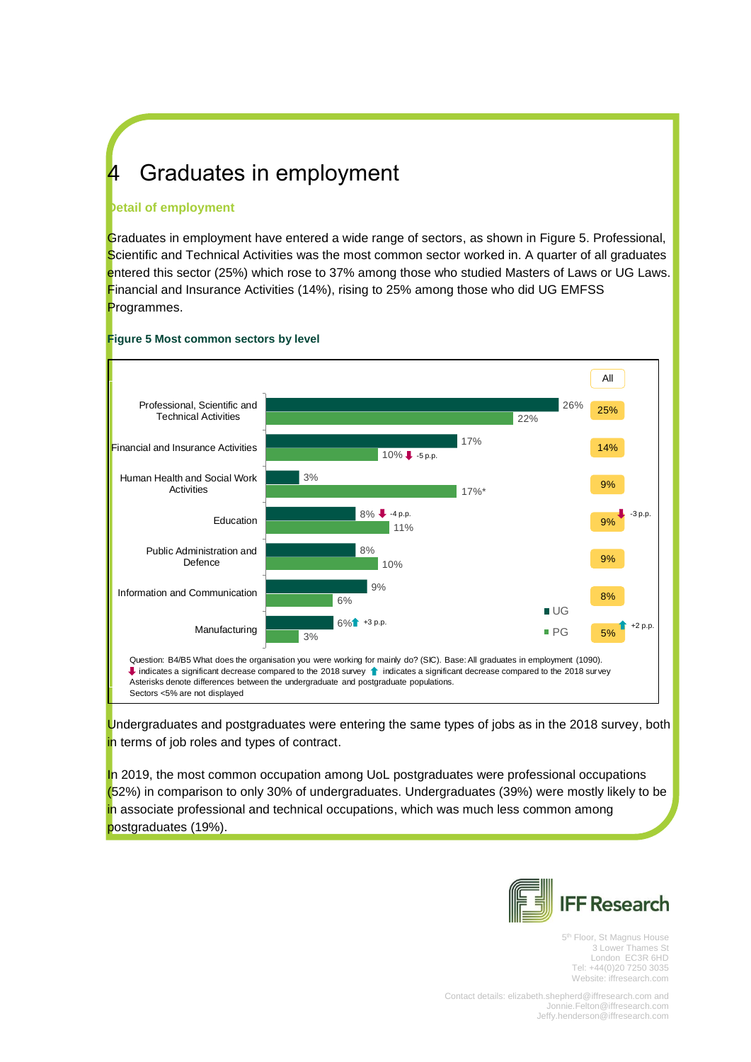# 4 Graduates in employment

### Detail of employment

Graduates in employment have entered a wide range of sectors, as shown in Figure 5. Professional, Scientific and Technical Activities was the most common sector worked in. A quarter of all graduates entered this sector (25%) which rose to 37% among those who studied Masters of Laws or UG Laws. Financial and Insurance Activities (14%), rising to 25% among those who did UG EMFSS Programmes.

**Figure 5 Most common sectors by level**

| Sector | UG | PG | All |
|---|---|---|---|
| Professional, Scientific and Technical Activities | 26% | 22% | 25% |
| Financial and Insurance Activities | 17% | 10% (↓ -5 p.p.) | 14% |
| Human Health and Social Work Activities | 3% | 17%* | 9% |
| Education | 8% (↓ -4 p.p.) | 11% | 9% (↓ -3 p.p.) |
| Public Administration and Defence | 8% | 10% | 9% |
| Information and Communication | 9% | 6% | 8% |
| Manufacturing | 6% (↑ +3 p.p.) | 3% | 5% (↑ +2 p.p.) |

Question: B4/B5 What does the organisation you were working for mainly do? (SIC). Base: All graduates in employment (1090).
↓ indicates a significant decrease compared to the 2018 survey ↑ indicates a significant decrease compared to the 2018 survey
Asterisks denote differences between the undergraduate and postgraduate populations.
Sectors <5% are not displayed

Undergraduates and postgraduates were entering the same types of jobs as in the 2018 survey, both in terms of job roles and types of contract.

In 2019, the most common occupation among UoL postgraduates were professional occupations (52%) in comparison to only 30% of undergraduates. Undergraduates (39%) were mostly likely to be in associate professional and technical occupations, which was much less common among postgraduates (19%).

IFF Research

5[th] Floor, St Magnus House
3 Lower Thames St
London EC3R 6HD
Tel: +44(0)20 7250 3035
Website: iffresearch.com

Contact details: elizabeth.shepherd@iffresearch.com and Jonnie.Felton@iffresearch.com
Jeffy.henderson@iffresearch.com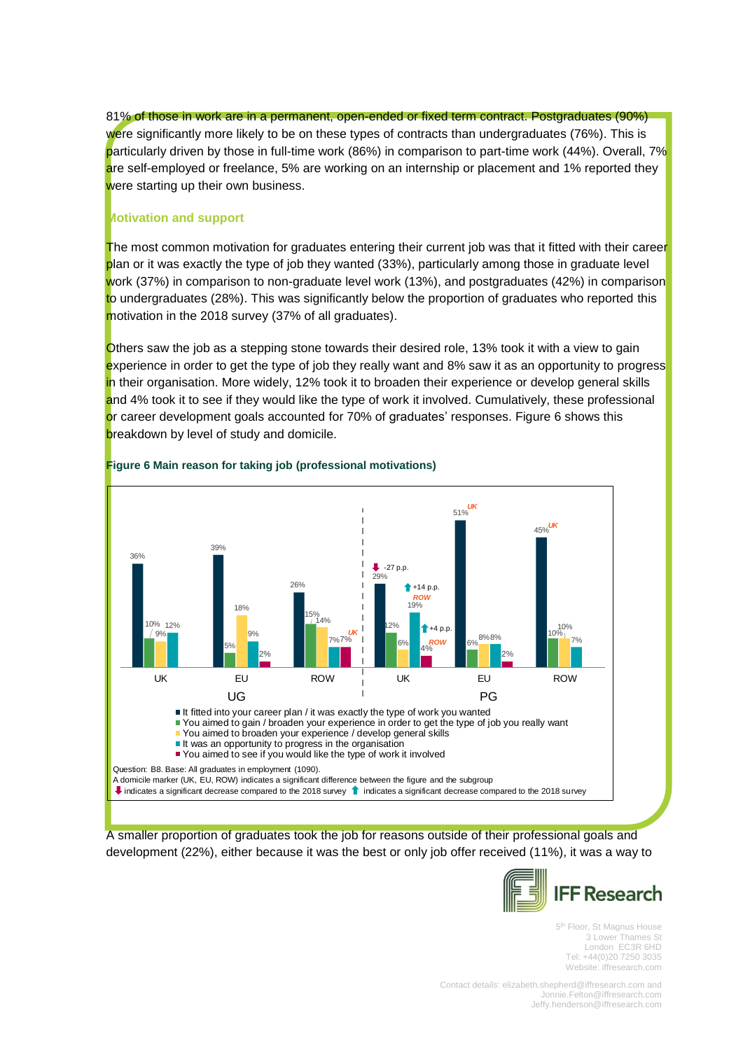81% of those in work are in a permanent, open-ended or fixed term contract. Postgraduates (90%) were significantly more likely to be on these types of contracts than undergraduates (76%). This is particularly driven by those in full-time work (86%) in comparison to part-time work (44%). Overall, 7% are self-employed or freelance, 5% are working on an internship or placement and 1% reported they were starting up their own business.

## Motivation and support

The most common motivation for graduates entering their current job was that it fitted with their career plan or it was exactly the type of job they wanted (33%), particularly among those in graduate level work (37%) in comparison to non-graduate level work (13%), and postgraduates (42%) in comparison to undergraduates (28%). This was significantly below the proportion of graduates who reported this motivation in the 2018 survey (37% of all graduates).

Others saw the job as a stepping stone towards their desired role, 13% took it with a view to gain experience in order to get the type of job they really want and 8% saw it as an opportunity to progress in their organisation. More widely, 12% took it to broaden their experience or develop general skills and 4% took it to see if they would like the type of work it involved. Cumulatively, these professional or career development goals accounted for 70% of graduates' responses. Figure 6 shows this breakdown by level of study and domicile.

**Figure 6 Main reason for taking job (professional motivations)**

| | UG UK | UG EU | UG ROW | PG UK | PG EU | PG ROW |
|---|---|---|---|---|---|---|
| It fitted into your career plan / it was exactly the type of work you wanted | 36% | 39% | 26% | 29% (-27 p.p.) | 51% (UK) | 45% (UK) |
| You aimed to gain / broaden your experience in order to get the type of job you really want | 10% | 5% | 15% | 12% | 6% | 10% |
| You aimed to broaden your experience / develop general skills | 9% | 18% | 14% | 6% | 8% | 10% |
| It was an opportunity to progress in the organisation | 12% | 9% | 7% | 19% (+14 p.p., ROW) | 8% | 7% |
| You aimed to see if you would like the type of work it involved | | 2% | 7% (UK) | 4% (+4 p.p., ROW) | 2% | |

Question: B8. Base: All graduates in employment (1090).
A domicile marker (UK, EU, ROW) indicates a significant difference between the figure and the subgroup
⬇ indicates a significant decrease compared to the 2018 survey ⬆ indicates a significant decrease compared to the 2018 survey

A smaller proportion of graduates took the job for reasons outside of their professional goals and development (22%), either because it was the best or only job offer received (11%), it was a way to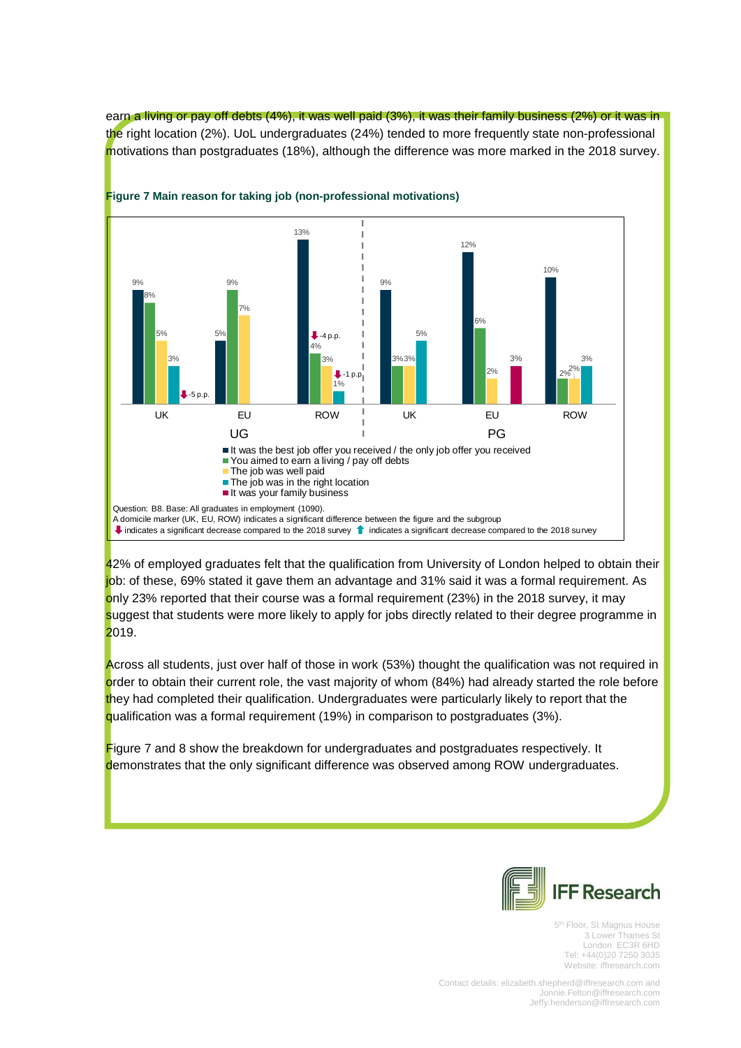earn a living or pay off debts (4%), it was well paid (3%), it was their family business (2%) or it was in the right location (2%). UoL undergraduates (24%) tended to more frequently state non-professional motivations than postgraduates (18%), although the difference was more marked in the 2018 survey.

**Figure 7 Main reason for taking job (non-professional motivations)**

| | UG UK | UG EU | UG ROW | PG UK | PG EU | PG ROW |
|---|---|---|---|---|---|---|
| It was the best job offer you received / the only job offer you received | 9% | 5% | 13% | 9% | 12% | 10% |
| You aimed to earn a living / pay off debts | 8% | 9% | 4% (↓ -4 p.p.) | 3% | 6% | 2% |
| The job was well paid | 5% | 7% | 3% | 3% | 2% | 2% |
| The job was in the right location | 3% | | 1% (↓ -1 p.p.) | 5% | | 3% |
| It was your family business | (↓ -5 p.p.) | | | | 3% | |

Question: B8. Base: All graduates in employment (1090).
A domicile marker (UK, EU, ROW) indicates a significant difference between the figure and the subgroup
↓ indicates a significant decrease compared to the 2018 survey ↑ indicates a significant decrease compared to the 2018 survey

42% of employed graduates felt that the qualification from University of London helped to obtain their job: of these, 69% stated it gave them an advantage and 31% said it was a formal requirement. As only 23% reported that their course was a formal requirement (23%) in the 2018 survey, it may suggest that students were more likely to apply for jobs directly related to their degree programme in 2019.

Across all students, just over half of those in work (53%) thought the qualification was not required in order to obtain their current role, the vast majority of whom (84%) had already started the role before they had completed their qualification. Undergraduates were particularly likely to report that the qualification was a formal requirement (19%) in comparison to postgraduates (3%).

Figure 7 and 8 show the breakdown for undergraduates and postgraduates respectively. It demonstrates that the only significant difference was observed among ROW undergraduates.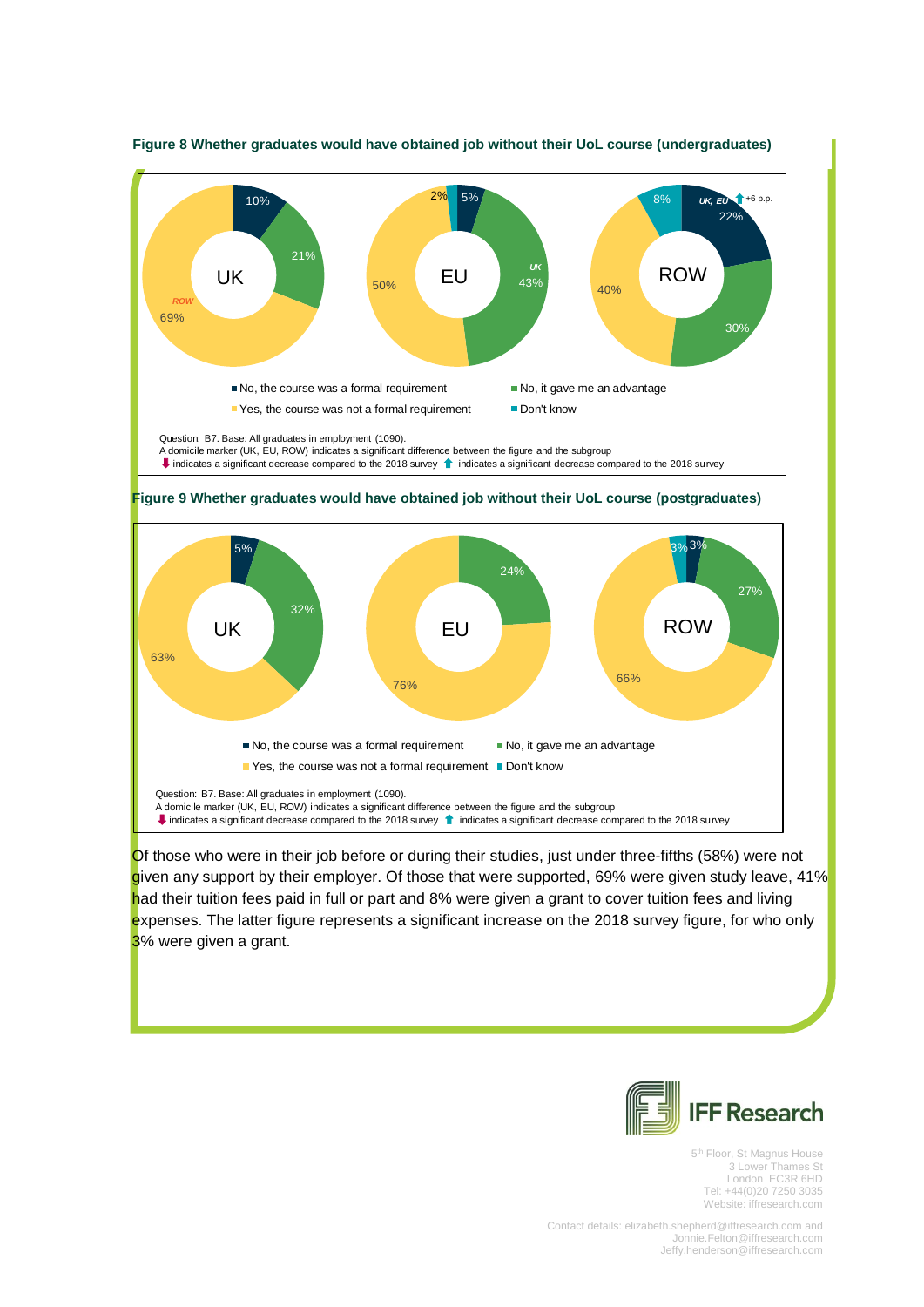**Figure 8 Whether graduates would have obtained job without their UoL course (undergraduates)**

| | UK | EU | ROW |
|---|---|---|---|
| No, the course was a formal requirement | 10% | 5% | 22% (UK, EU; +6 p.p.) |
| No, it gave me an advantage | 21% | 43% (UK) | 30% |
| Yes, the course was not a formal requirement | 69% (ROW) | 50% | 40% |
| Don't know | | 2% | 8% |

Question: B7. Base: All graduates in employment (1090).
A domicile marker (UK, EU, ROW) indicates a significant difference between the figure and the subgroup
⬇ indicates a significant decrease compared to the 2018 survey ⬆ indicates a significant decrease compared to the 2018 survey

**Figure 9 Whether graduates would have obtained job without their UoL course (postgraduates)**

| | UK | EU | ROW |
|---|---|---|---|
| No, the course was a formal requirement | 5% | | 3% |
| No, it gave me an advantage | 32% | 24% | 27% |
| Yes, the course was not a formal requirement | 63% | 76% | 66% |
| Don't know | | | 3% |

Question: B7. Base: All graduates in employment (1090).
A domicile marker (UK, EU, ROW) indicates a significant difference between the figure and the subgroup
⬇ indicates a significant decrease compared to the 2018 survey ⬆ indicates a significant decrease compared to the 2018 survey

Of those who were in their job before or during their studies, just under three-fifths (58%) were not given any support by their employer. Of those that were supported, 69% were given study leave, 41% had their tuition fees paid in full or part and 8% were given a grant to cover tuition fees and living expenses. The latter figure represents a significant increase on the 2018 survey figure, for who only 3% were given a grant.

IFF Research

5th Floor, St Magnus House
3 Lower Thames St
London EC3R 6HD
Tel: +44(0)20 7250 3035
Website: iffresearch.com

Contact details: elizabeth.shepherd@iffresearch.com and Jonnie.Felton@iffresearch.com
Jeffy.henderson@iffresearch.com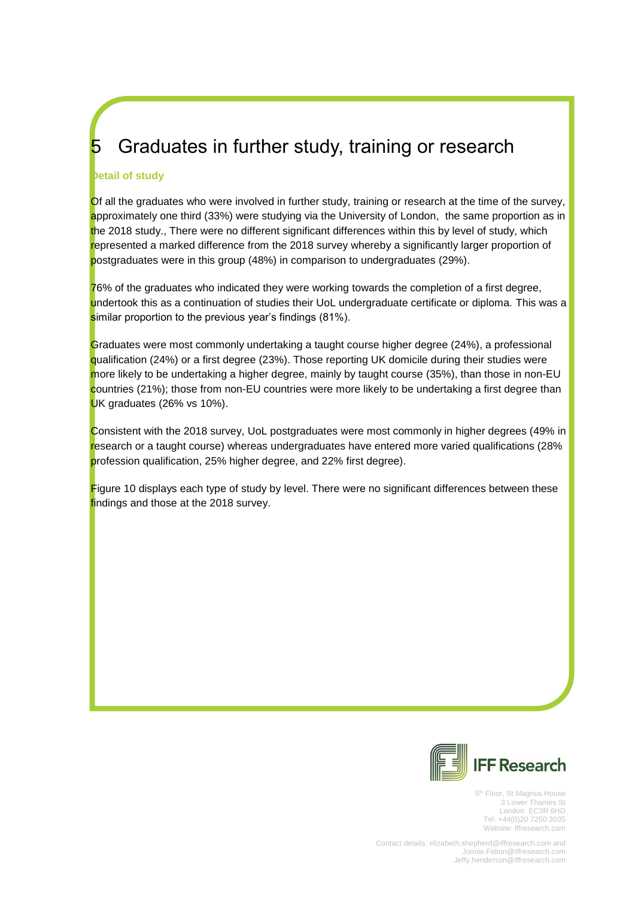# 5 Graduates in further study, training or research

### Detail of study

Of all the graduates who were involved in further study, training or research at the time of the survey, approximately one third (33%) were studying via the University of London, the same proportion as in the 2018 study., There were no different significant differences within this by level of study, which represented a marked difference from the 2018 survey whereby a significantly larger proportion of postgraduates were in this group (48%) in comparison to undergraduates (29%).

76% of the graduates who indicated they were working towards the completion of a first degree, undertook this as a continuation of studies their UoL undergraduate certificate or diploma. This was a similar proportion to the previous year's findings (81%).

Graduates were most commonly undertaking a taught course higher degree (24%), a professional qualification (24%) or a first degree (23%). Those reporting UK domicile during their studies were more likely to be undertaking a higher degree, mainly by taught course (35%), than those in non-EU countries (21%); those from non-EU countries were more likely to be undertaking a first degree than UK graduates (26% vs 10%).

Consistent with the 2018 survey, UoL postgraduates were most commonly in higher degrees (49% in research or a taught course) whereas undergraduates have entered more varied qualifications (28% profession qualification, 25% higher degree, and 22% first degree).

Figure 10 displays each type of study by level. There were no significant differences between these findings and those at the 2018 survey.

IFF Research

5th Floor, St Magnus House
3 Lower Thames St
London EC3R 6HD
Tel: +44(0)20 7250 3035
Website: iffresearch.com

Contact details: elizabeth.shepherd@iffresearch.com and
Jonnie.Felton@iffresearch.com
Jeffy.henderson@iffresearch.com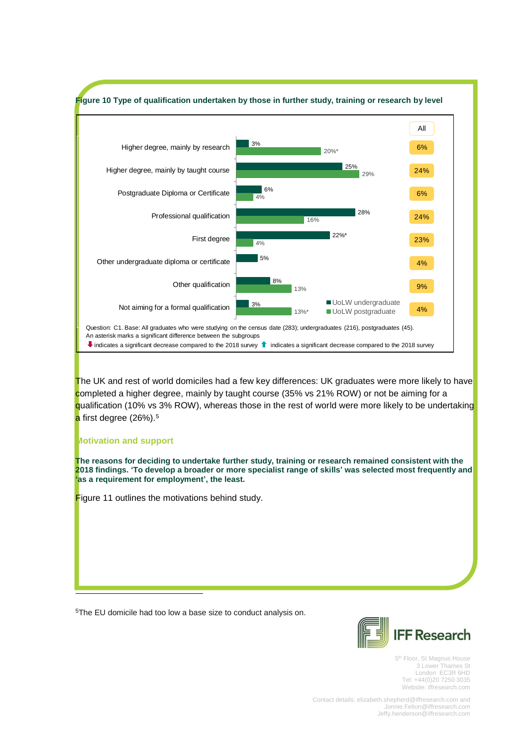**Figure 10 Type of qualification undertaken by those in further study, training or research by level**

| | UoLW undergraduate | UoLW postgraduate | All |
|---|---|---|---|
| Higher degree, mainly by research | 3% | 20%* | 6% |
| Higher degree, mainly by taught course | 25% | 29% | 24% |
| Postgraduate Diploma or Certificate | 6% | 4% | 6% |
| Professional qualification | 28% | 16% | 24% |
| First degree | 22%* | 4% | 23% |
| Other undergraduate diploma or certificate | 5% | | 4% |
| Other qualification | 8% | 13% | 9% |
| Not aiming for a formal qualification | 3% | 13%* | 4% |

Question: C1. Base: All graduates who were studying on the census date (283); undergraduates (216), postgraduates (45).
An asterisk marks a significant difference between the subgroups
⬇ indicates a significant decrease compared to the 2018 survey ⬆ indicates a significant decrease compared to the 2018 survey

The UK and rest of world domiciles had a few key differences: UK graduates were more likely to have completed a higher degree, mainly by taught course (35% vs 21% ROW) or not be aiming for a qualification (10% vs 3% ROW), whereas those in the rest of world were more likely to be undertaking a first degree (26%).[5]

## Motivation and support

**The reasons for deciding to undertake further study, training or research remained consistent with the 2018 findings. 'To develop a broader or more specialist range of skills' was selected most frequently and 'as a requirement for employment', the least.**

Figure 11 outlines the motivations behind study.

[5]The EU domicile had too low a base size to conduct analysis on.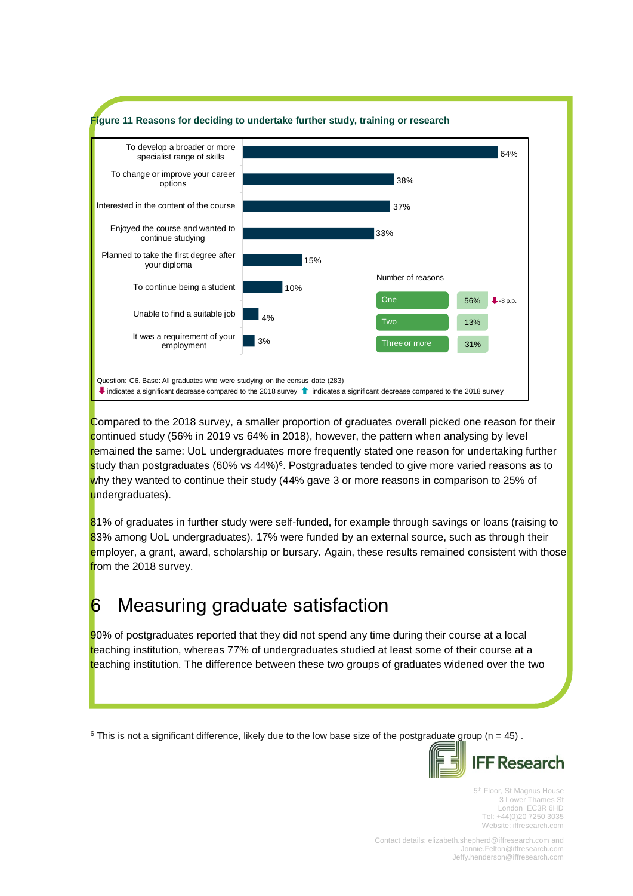**Figure 11 Reasons for deciding to undertake further study, training or research**

| Reason | % |
|---|---|
| To develop a broader or more specialist range of skills | 64% |
| To change or improve your career options | 38% |
| Interested in the content of the course | 37% |
| Enjoyed the course and wanted to continue studying | 33% |
| Planned to take the first degree after your diploma | 15% |
| To continue being a student | 10% |
| Unable to find a suitable job | 4% |
| It was a requirement of your employment | 3% |

| Number of reasons | % | |
|---|---|---|
| One | 56% | ⬇ -8 p.p. |
| Two | 13% | |
| Three or more | 31% | |

Question: C6. Base: All graduates who were studying on the census date (283)

⬇ indicates a significant decrease compared to the 2018 survey ⬆ indicates a significant decrease compared to the 2018 survey

Compared to the 2018 survey, a smaller proportion of graduates overall picked one reason for their continued study (56% in 2019 vs 64% in 2018), however, the pattern when analysing by level remained the same: UoL undergraduates more frequently stated one reason for undertaking further study than postgraduates (60% vs 44%)[6]. Postgraduates tended to give more varied reasons as to why they wanted to continue their study (44% gave 3 or more reasons in comparison to 25% of undergraduates).

81% of graduates in further study were self-funded, for example through savings or loans (raising to 83% among UoL undergraduates). 17% were funded by an external source, such as through their employer, a grant, award, scholarship or bursary. Again, these results remained consistent with those from the 2018 survey.

# 6 Measuring graduate satisfaction

90% of postgraduates reported that they did not spend any time during their course at a local teaching institution, whereas 77% of undergraduates studied at least some of their course at a teaching institution. The difference between these two groups of graduates widened over the two

[6] This is not a significant difference, likely due to the low base size of the postgraduate group (n = 45) .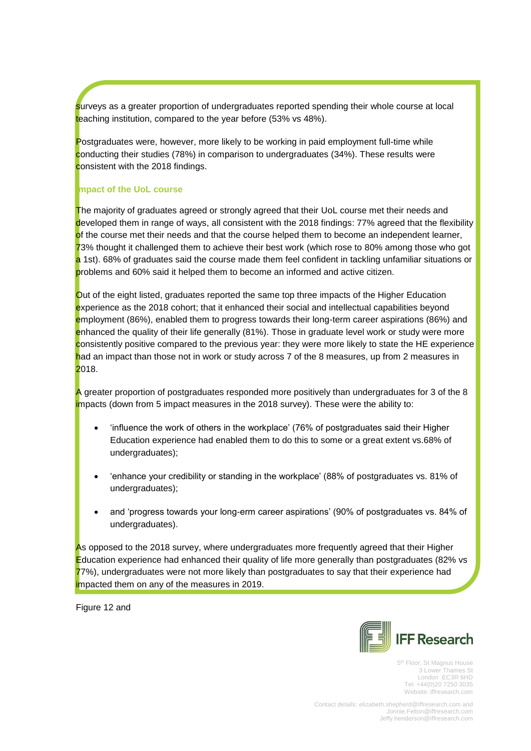surveys as a greater proportion of undergraduates reported spending their whole course at local teaching institution, compared to the year before (53% vs 48%).

Postgraduates were, however, more likely to be working in paid employment full-time while conducting their studies (78%) in comparison to undergraduates (34%). These results were consistent with the 2018 findings.

### Impact of the UoL course

The majority of graduates agreed or strongly agreed that their UoL course met their needs and developed them in range of ways, all consistent with the 2018 findings: 77% agreed that the flexibility of the course met their needs and that the course helped them to become an independent learner, 73% thought it challenged them to achieve their best work (which rose to 80% among those who got a 1st). 68% of graduates said the course made them feel confident in tackling unfamiliar situations or problems and 60% said it helped them to become an informed and active citizen.

Out of the eight listed, graduates reported the same top three impacts of the Higher Education experience as the 2018 cohort; that it enhanced their social and intellectual capabilities beyond employment (86%), enabled them to progress towards their long-term career aspirations (86%) and enhanced the quality of their life generally (81%). Those in graduate level work or study were more consistently positive compared to the previous year: they were more likely to state the HE experience had an impact than those not in work or study across 7 of the 8 measures, up from 2 measures in 2018.

A greater proportion of postgraduates responded more positively than undergraduates for 3 of the 8 impacts (down from 5 impact measures in the 2018 survey). These were the ability to:

- 'influence the work of others in the workplace' (76% of postgraduates said their Higher Education experience had enabled them to do this to some or a great extent vs.68% of undergraduates);
- 'enhance your credibility or standing in the workplace' (88% of postgraduates vs. 81% of undergraduates);
- and 'progress towards your long-erm career aspirations' (90% of postgraduates vs. 84% of undergraduates).

As opposed to the 2018 survey, where undergraduates more frequently agreed that their Higher Education experience had enhanced their quality of life more generally than postgraduates (82% vs 77%), undergraduates were not more likely than postgraduates to say that their experience had impacted them on any of the measures in 2019.

Figure 12 and

IFF Research

5th Floor, St Magnus House
3 Lower Thames St
London EC3R 6HD
Tel: +44(0)20 7250 3035
Website: iffresearch.com

Contact details: elizabeth.shepherd@iffresearch.com and
Jonnie.Felton@iffresearch.com
Jeffy.henderson@iffresearch.com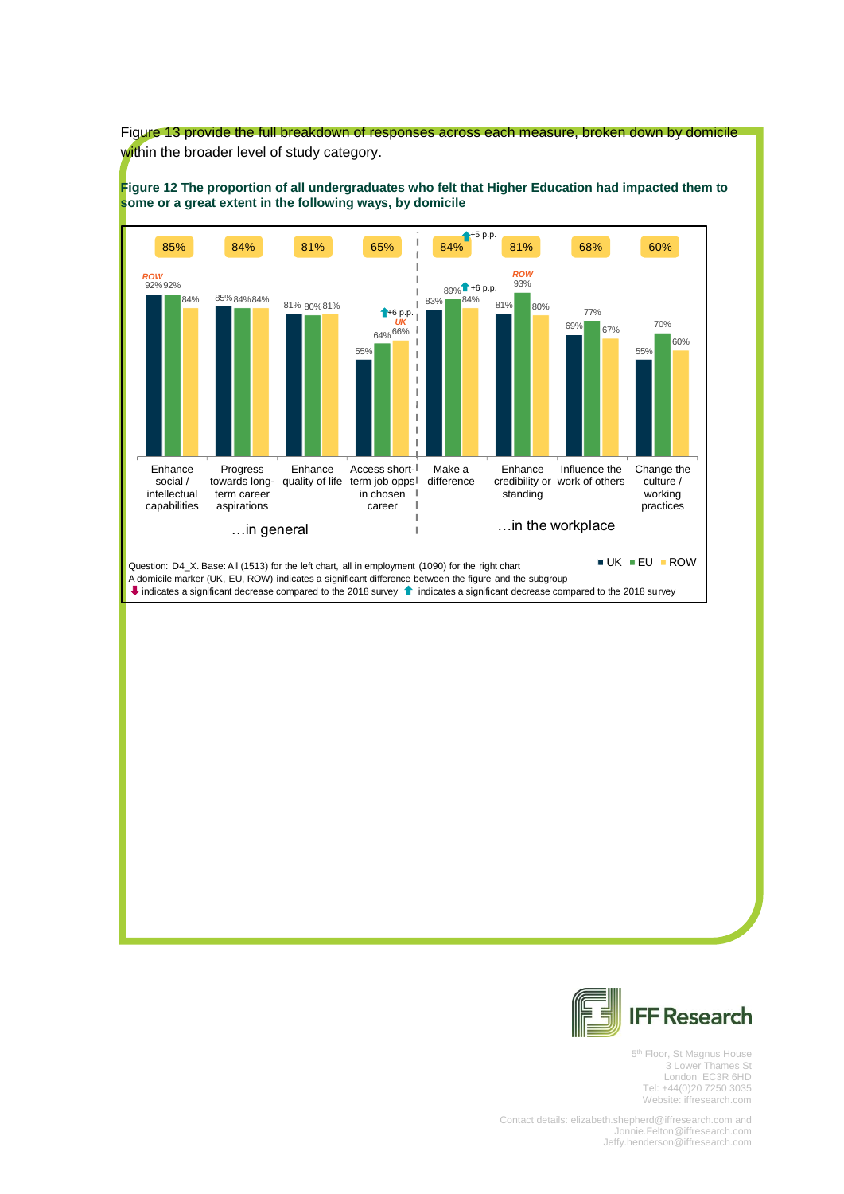Figure 13 provide the full breakdown of responses across each measure, broken down by domicile within the broader level of study category.

**Figure 12 The proportion of all undergraduates who felt that Higher Education had impacted them to some or a great extent in the following ways, by domicile**

| | Overall | UK | EU | ROW | Notes |
|---|---|---|---|---|---|
| **…in general** | | | | | |
| Enhance social / intellectual capabilities | 85% | 92% | 92% | 84% | ROW |
| Progress towards long-term career aspirations | 84% | 85% | 84% | 84% | |
| Enhance quality of life | 81% | 81% | 80% | 81% | |
| Access short-term job opps in chosen career | 65% | 55% | 64% | 66% | +6 p.p.; UK |
| **…in the workplace** | | | | | |
| Make a difference | 84% (+5 p.p.) | 83% | 89% (+6 p.p.) | 84% | |
| Enhance credibility or standing | 81% | 81% | 93% | 80% | ROW |
| Influence the work of others | 68% | 69% | 77% | 67% | |
| Change the culture / working practices | 60% | 55% | 70% | 60% | |

Question: D4_X. Base: All (1513) for the left chart, all in employment (1090) for the right chart

A domicile marker (UK, EU, ROW) indicates a significant difference between the figure and the subgroup

⬇ indicates a significant decrease compared to the 2018 survey ⬆ indicates a significant decrease compared to the 2018 survey

IFF Research

5th Floor, St Magnus House
3 Lower Thames St
London EC3R 6HD
Tel: +44(0)20 7250 3035
Website: iffresearch.com

Contact details: elizabeth.shepherd@iffresearch.com and Jonnie.Felton@iffresearch.com
Jeffy.henderson@iffresearch.com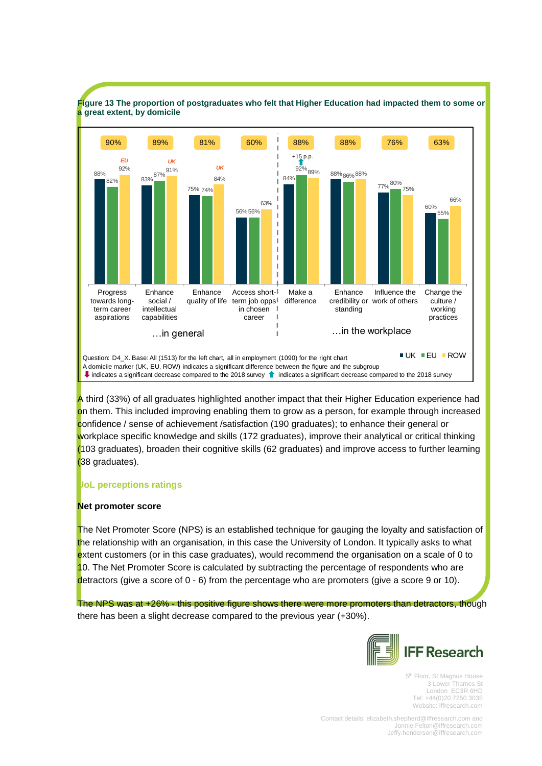**Figure 13 The proportion of postgraduates who felt that Higher Education had impacted them to some or a great extent, by domicile**

| | Total | UK | EU | ROW |
|---|---|---|---|---|
| **…in general** | | | | |
| Progress towards long-term career aspirations | 90% | 88% | 82% | 92% (EU) |
| Enhance social / intellectual capabilities | 89% | 83% | 87% | 91% (UK) |
| Enhance quality of life | 81% | 75% | 74% | 84% (UK) |
| Access short-term job opps in chosen career | 60% | 56% | 56% | 63% |
| **…in the workplace** | | | | |
| Make a difference | 88% | 84% | 92% (+15 p.p.) | 89% |
| Enhance credibility or standing | 88% | 88% | 86% | 88% |
| Influence the work of others | 76% | 77% | 80% | 75% |
| Change the culture / working practices | 63% | 60% | 55% | 66% |

Question: D4_X. Base: All (1513) for the left chart, all in employment (1090) for the right chart

A domicile marker (UK, EU, ROW) indicates a significant difference between the figure and the subgroup

⬇ indicates a significant decrease compared to the 2018 survey ⬆ indicates a significant decrease compared to the 2018 survey

A third (33%) of all graduates highlighted another impact that their Higher Education experience had on them. This included improving enabling them to grow as a person, for example through increased confidence / sense of achievement /satisfaction (190 graduates); to enhance their general or workplace specific knowledge and skills (172 graduates), improve their analytical or critical thinking (103 graduates), broaden their cognitive skills (62 graduates) and improve access to further learning (38 graduates).

## UoL perceptions ratings

### Net promoter score

The Net Promoter Score (NPS) is an established technique for gauging the loyalty and satisfaction of the relationship with an organisation, in this case the University of London. It typically asks to what extent customers (or in this case graduates), would recommend the organisation on a scale of 0 to 10. The Net Promoter Score is calculated by subtracting the percentage of respondents who are detractors (give a score of 0 - 6) from the percentage who are promoters (give a score 9 or 10).

The NPS was at +26% - this positive figure shows there were more promoters than detractors, though there has been a slight decrease compared to the previous year (+30%).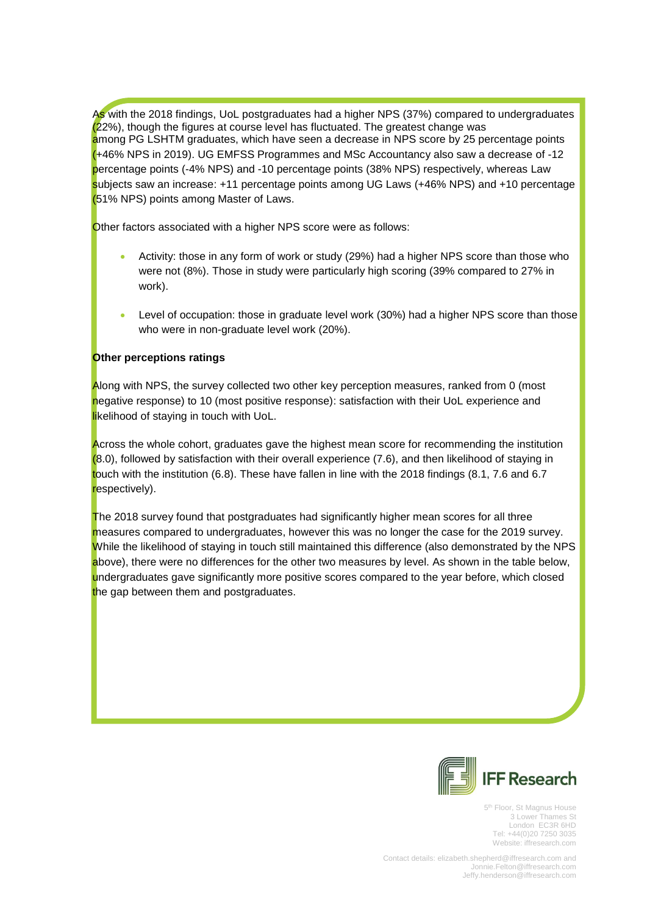As with the 2018 findings, UoL postgraduates had a higher NPS (37%) compared to undergraduates (22%), though the figures at course level has fluctuated. The greatest change was among PG LSHTM graduates, which have seen a decrease in NPS score by 25 percentage points (+46% NPS in 2019). UG EMFSS Programmes and MSc Accountancy also saw a decrease of -12 percentage points (-4% NPS) and -10 percentage points (38% NPS) respectively, whereas Law subjects saw an increase: +11 percentage points among UG Laws (+46% NPS) and +10 percentage (51% NPS) points among Master of Laws.

Other factors associated with a higher NPS score were as follows:

- Activity: those in any form of work or study (29%) had a higher NPS score than those who were not (8%). Those in study were particularly high scoring (39% compared to 27% in work).
- Level of occupation: those in graduate level work (30%) had a higher NPS score than those who were in non-graduate level work (20%).

**Other perceptions ratings**

Along with NPS, the survey collected two other key perception measures, ranked from 0 (most negative response) to 10 (most positive response): satisfaction with their UoL experience and likelihood of staying in touch with UoL.

Across the whole cohort, graduates gave the highest mean score for recommending the institution (8.0), followed by satisfaction with their overall experience (7.6), and then likelihood of staying in touch with the institution (6.8). These have fallen in line with the 2018 findings (8.1, 7.6 and 6.7 respectively).

The 2018 survey found that postgraduates had significantly higher mean scores for all three measures compared to undergraduates, however this was no longer the case for the 2019 survey. While the likelihood of staying in touch still maintained this difference (also demonstrated by the NPS above), there were no differences for the other two measures by level. As shown in the table below, undergraduates gave significantly more positive scores compared to the year before, which closed the gap between them and postgraduates.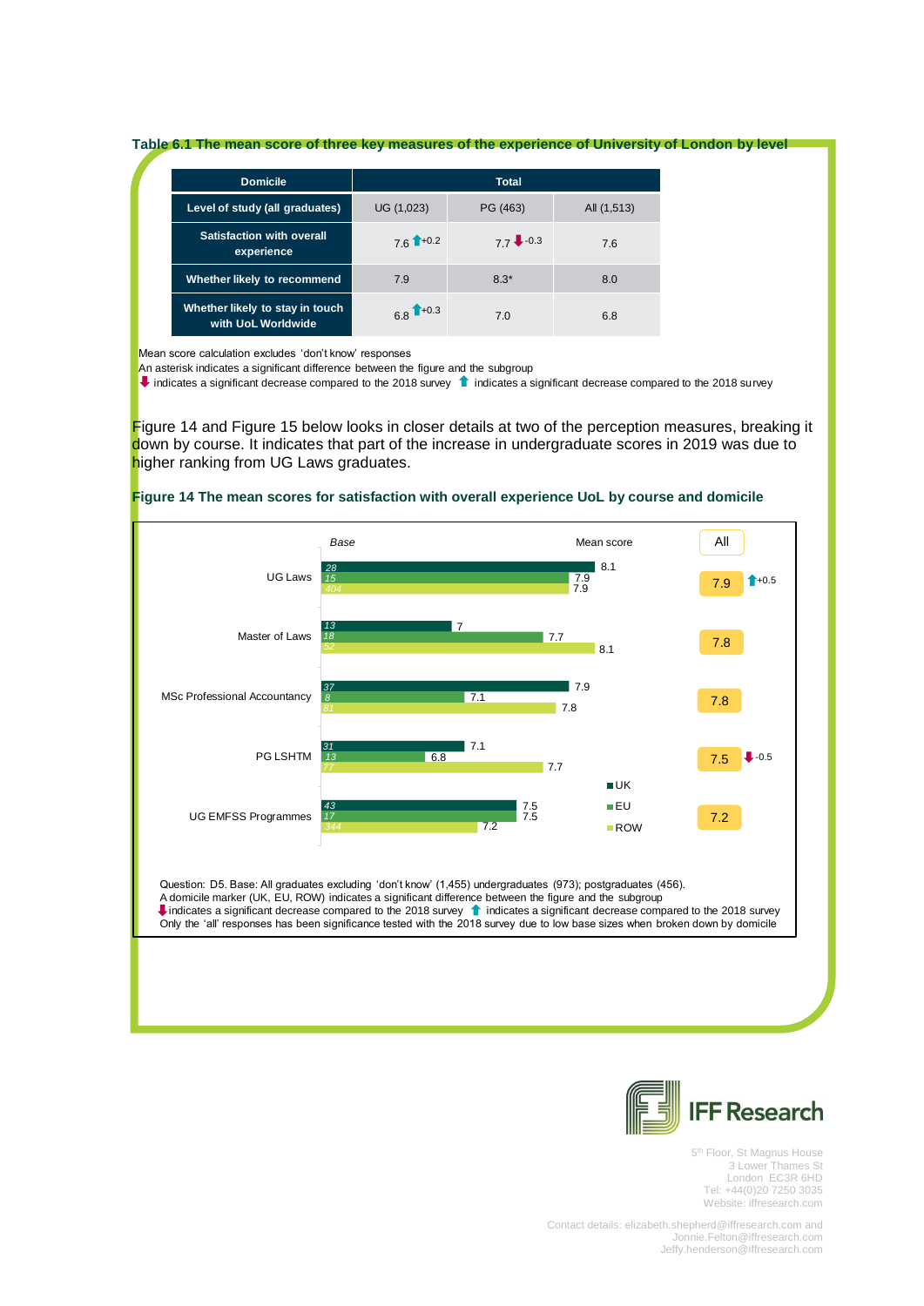**Table 6.1 The mean score of three key measures of the experience of University of London by level**

| Domicile | Total | | |
|---|---|---|---|
| Level of study (all graduates) | UG (1,023) | PG (463) | All (1,513) |
| Satisfaction with overall experience | 7.6 ⬆+0.2 | 7.7 ⬇-0.3 | 7.6 |
| Whether likely to recommend | 7.9 | 8.3* | 8.0 |
| Whether likely to stay in touch with UoL Worldwide | 6.8 ⬆+0.3 | 7.0 | 6.8 |

Mean score calculation excludes 'don't know' responses
An asterisk indicates a significant difference between the figure and the subgroup
⬇ indicates a significant decrease compared to the 2018 survey ⬆ indicates a significant decrease compared to the 2018 survey

Figure 14 and Figure 15 below looks in closer details at two of the perception measures, breaking it down by course. It indicates that part of the increase in undergraduate scores in 2019 was due to higher ranking from UG Laws graduates.

**Figure 14 The mean scores for satisfaction with overall experience UoL by course and domicile**

| Course | Base UK | Base EU | Base ROW | Mean score UK | Mean score EU | Mean score ROW | All |
|---|---|---|---|---|---|---|---|
| UG Laws | 28 | 15 | 404 | 8.1 | 7.9 | 7.9 | 7.9 ⬆+0.5 |
| Master of Laws | 13 | 18 | 52 | 7 | 7.7 | 8.1 | 7.8 |
| MSc Professional Accountancy | 37 | 8 | 81 | 7.9 | 7.1 | 7.8 | 7.8 |
| PG LSHTM | 31 | 13 | 77 | 7.1 | 6.8 | 7.7 | 7.5 ⬇-0.5 |
| UG EMFSS Programmes | 43 | 17 | 344 | 7.5 | 7.5 | 7.2 | 7.2 |

Question: D5. Base: All graduates excluding 'don't know' (1,455) undergraduates (973); postgraduates (456).
A domicile marker (UK, EU, ROW) indicates a significant difference between the figure and the subgroup
⬇ indicates a significant decrease compared to the 2018 survey ⬆ indicates a significant decrease compared to the 2018 survey
Only the 'all' responses has been significance tested with the 2018 survey due to low base sizes when broken down by domicile

IFF Research

5th Floor, St Magnus House
3 Lower Thames St
London EC3R 6HD
Tel: +44(0)20 7250 3035
Website: iffresearch.com

Contact details: elizabeth.shepherd@iffresearch.com and
Jonnie.Felton@iffresearch.com
Jeffy.henderson@iffresearch.com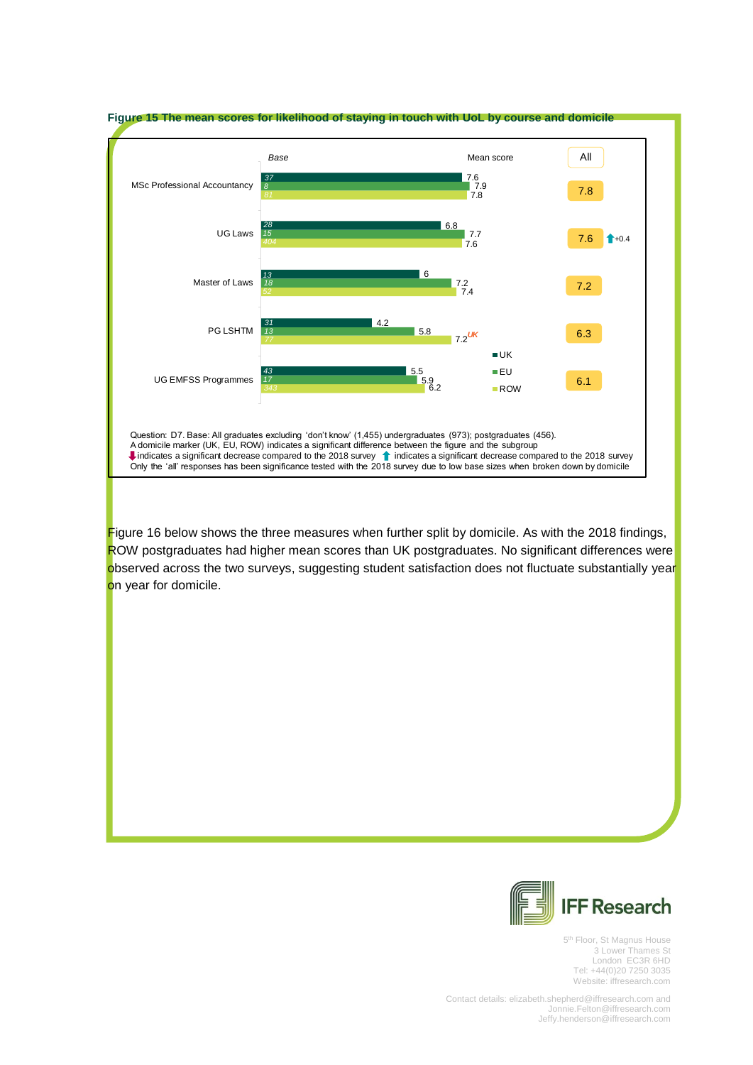**Figure 15 The mean scores for likelihood of staying in touch with UoL by course and domicile**

| Course | Domicile | Base | Mean score | All |
|---|---|---|---|---|
| MSc Professional Accountancy | UK | 37 | 7.6 | 7.8 |
| | EU | 8 | 7.9 | |
| | ROW | 81 | 7.8 | |
| UG Laws | UK | 28 | 6.8 | 7.6 (↑+0.4) |
| | EU | 15 | 7.7 | |
| | ROW | 404 | 7.6 | |
| Master of Laws | UK | 13 | 6 | 7.2 |
| | EU | 18 | 7.2 | |
| | ROW | 52 | 7.4 | |
| PG LSHTM | UK | 31 | 4.2 | 6.3 |
| | EU | 13 | 5.8 | |
| | ROW | 77 | 7.2 UK | |
| UG EMFSS Programmes | UK | 43 | 5.5 | 6.1 |
| | EU | 17 | 5.9 | |
| | ROW | 343 | 6.2 | |

Question: D7. Base: All graduates excluding 'don't know' (1,455) undergraduates (973); postgraduates (456).
A domicile marker (UK, EU, ROW) indicates a significant difference between the figure and the subgroup
⬇ indicates a significant decrease compared to the 2018 survey ⬆ indicates a significant decrease compared to the 2018 survey
Only the 'all' responses has been significance tested with the 2018 survey due to low base sizes when broken down by domicile

Figure 16 below shows the three measures when further split by domicile. As with the 2018 findings, ROW postgraduates had higher mean scores than UK postgraduates. No significant differences were observed across the two surveys, suggesting student satisfaction does not fluctuate substantially year on year for domicile.

IFF Research

5th Floor, St Magnus House
3 Lower Thames St
London EC3R 6HD
Tel: +44(0)20 7250 3035
Website: iffresearch.com

Contact details: elizabeth.shepherd@iffresearch.com and
Jonnie.Felton@iffresearch.com
Jeffy.henderson@iffresearch.com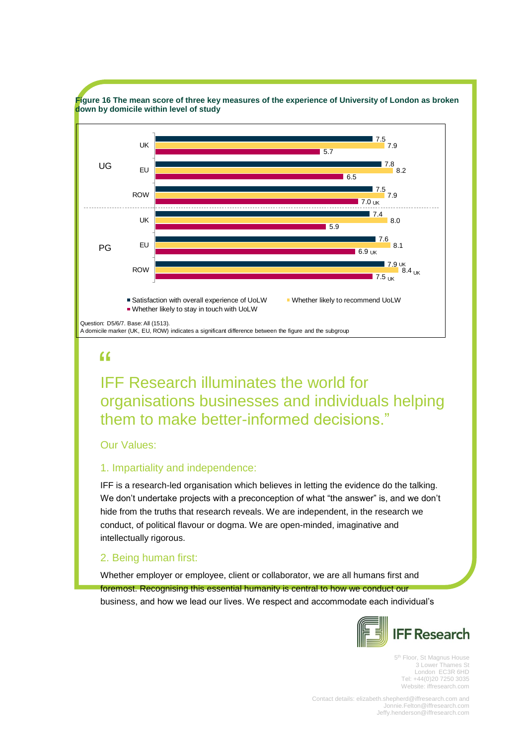**Figure 16 The mean score of three key measures of the experience of University of London as broken down by domicile within level of study**

| Level | Domicile | Satisfaction with overall experience of UoLW | Whether likely to recommend UoLW | Whether likely to stay in touch with UoLW |
|---|---|---|---|---|
| UG | UK | 7.5 | 7.9 | 5.7 |
| UG | EU | 7.8 | 8.2 | 6.5 |
| UG | ROW | 7.5 | 7.9 | 7.0 UK |
| PG | UK | 7.4 | 8.0 | 5.9 |
| PG | EU | 7.6 | 8.1 | 6.9 UK |
| PG | ROW | 7.9 UK | 8.4 UK | 7.5 UK |

Question: D5/6/7. Base: All (1513).
A domicile marker (UK, EU, ROW) indicates a significant difference between the figure and the subgroup

> "
>
> IFF Research illuminates the world for organisations businesses and individuals helping them to make better-informed decisions."

Our Values:

1. Impartiality and independence:

IFF is a research-led organisation which believes in letting the evidence do the talking. We don't undertake projects with a preconception of what "the answer" is, and we don't hide from the truths that research reveals. We are independent, in the research we conduct, of political flavour or dogma. We are open-minded, imaginative and intellectually rigorous.

2. Being human first:

Whether employer or employee, client or collaborator, we are all humans first and foremost. Recognising this essential humanity is central to how we conduct our business, and how we lead our lives. We respect and accommodate each individual's

IFF Research

5th Floor, St Magnus House
3 Lower Thames St
London EC3R 6HD
Tel: +44(0)20 7250 3035
Website: iffresearch.com

Contact details: elizabeth.shepherd@iffresearch.com and Jonnie.Felton@iffresearch.com
Jeffy.henderson@iffresearch.com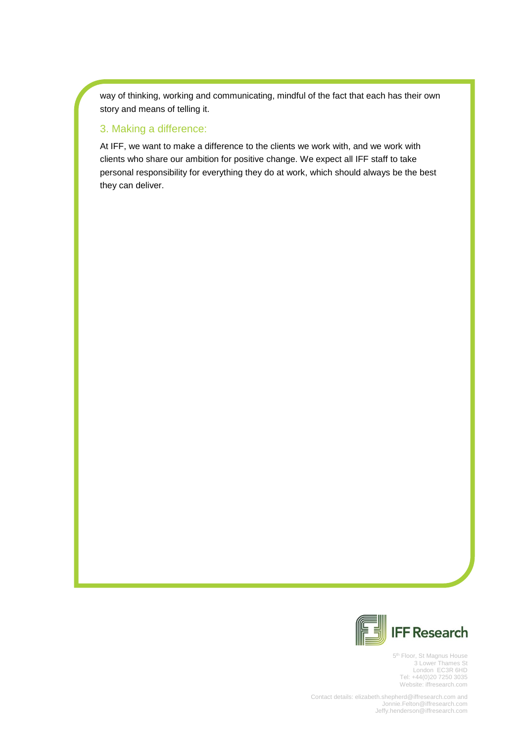way of thinking, working and communicating, mindful of the fact that each has their own story and means of telling it.

### 3. Making a difference:

At IFF, we want to make a difference to the clients we work with, and we work with clients who share our ambition for positive change. We expect all IFF staff to take personal responsibility for everything they do at work, which should always be the best they can deliver.

IFF Research

5th Floor, St Magnus House
3 Lower Thames St
London EC3R 6HD
Tel: +44(0)20 7250 3035
Website: iffresearch.com

Contact details: elizabeth.shepherd@iffresearch.com and
Jonnie.Felton@iffresearch.com
Jeffy.henderson@iffresearch.com